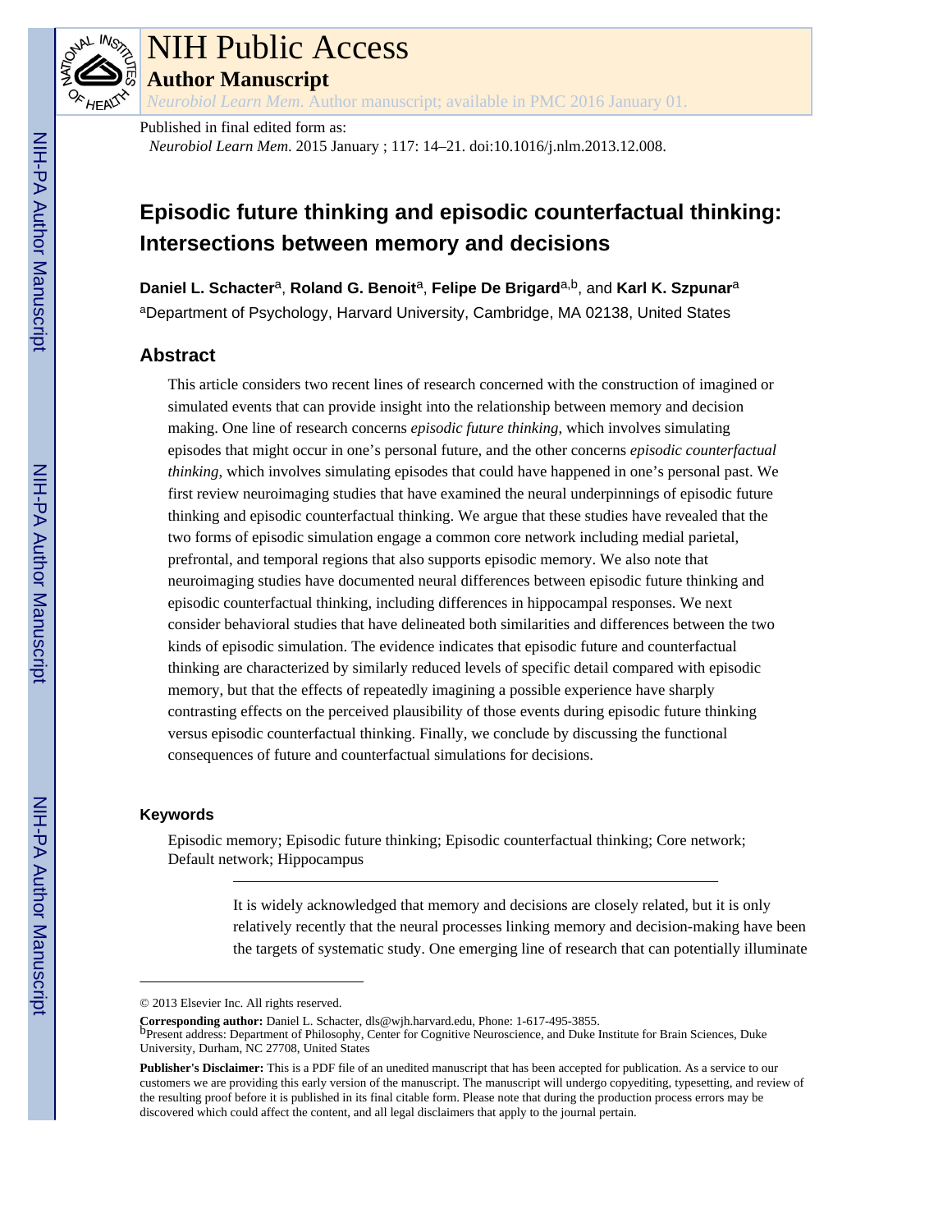# NIH Public Access

## Author Manuscript

*Neurobiol Learn Mem*. Author manuscript; available in PMC 2016 January 01.

Published in final edited form as:

*Neurobiol Learn Mem*. 2015 January ; 117: 14–21. doi:10.1016/j.nlm.2013.12.008.

# Episodic future thinking and episodic counterfactual thinking: Intersections between memory and decisions

**Daniel L. Schacter**[a], **Roland G. Benoit**[a], **Felipe De Brigard**[a,b], and **Karl K. Szpunar**[a]

[a]Department of Psychology, Harvard University, Cambridge, MA 02138, United States

## Abstract

This article considers two recent lines of research concerned with the construction of imagined or simulated events that can provide insight into the relationship between memory and decision making. One line of research concerns *episodic future thinking*, which involves simulating episodes that might occur in one's personal future, and the other concerns *episodic counterfactual thinking*, which involves simulating episodes that could have happened in one's personal past. We first review neuroimaging studies that have examined the neural underpinnings of episodic future thinking and episodic counterfactual thinking. We argue that these studies have revealed that the two forms of episodic simulation engage a common core network including medial parietal, prefrontal, and temporal regions that also supports episodic memory. We also note that neuroimaging studies have documented neural differences between episodic future thinking and episodic counterfactual thinking, including differences in hippocampal responses. We next consider behavioral studies that have delineated both similarities and differences between the two kinds of episodic simulation. The evidence indicates that episodic future and counterfactual thinking are characterized by similarly reduced levels of specific detail compared with episodic memory, but that the effects of repeatedly imagining a possible experience have sharply contrasting effects on the perceived plausibility of those events during episodic future thinking versus episodic counterfactual thinking. Finally, we conclude by discussing the functional consequences of future and counterfactual simulations for decisions.

### Keywords

Episodic memory; Episodic future thinking; Episodic counterfactual thinking; Core network; Default network; Hippocampus

---

It is widely acknowledged that memory and decisions are closely related, but it is only relatively recently that the neural processes linking memory and decision-making have been the targets of systematic study. One emerging line of research that can potentially illuminate

---

© 2013 Elsevier Inc. All rights reserved.

**Corresponding author:** Daniel L. Schacter, dls@wjh.harvard.edu, Phone: 1-617-495-3855.

[b]Present address: Department of Philosophy, Center for Cognitive Neuroscience, and Duke Institute for Brain Sciences, Duke University, Durham, NC 27708, United States

**Publisher's Disclaimer:** This is a PDF file of an unedited manuscript that has been accepted for publication. As a service to our customers we are providing this early version of the manuscript. The manuscript will undergo copyediting, typesetting, and review of the resulting proof before it is published in its final citable form. Please note that during the production process errors may be discovered which could affect the content, and all legal disclaimers that apply to the journal pertain.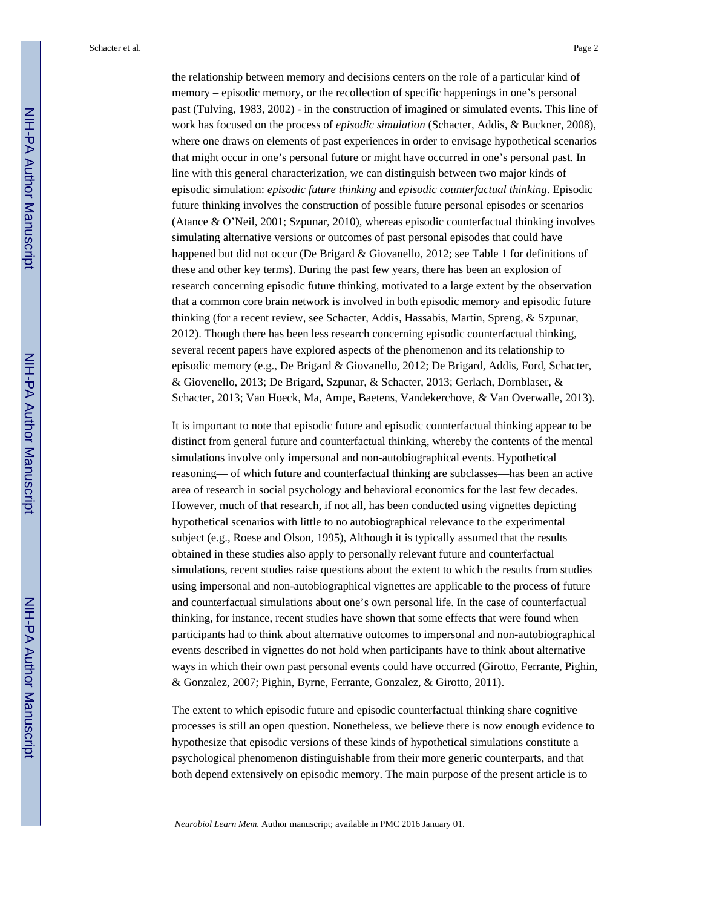the relationship between memory and decisions centers on the role of a particular kind of memory – episodic memory, or the recollection of specific happenings in one's personal past (Tulving, 1983, 2002) - in the construction of imagined or simulated events. This line of work has focused on the process of *episodic simulation* (Schacter, Addis, & Buckner, 2008), where one draws on elements of past experiences in order to envisage hypothetical scenarios that might occur in one's personal future or might have occurred in one's personal past. In line with this general characterization, we can distinguish between two major kinds of episodic simulation: *episodic future thinking* and *episodic counterfactual thinking*. Episodic future thinking involves the construction of possible future personal episodes or scenarios (Atance & O'Neil, 2001; Szpunar, 2010), whereas episodic counterfactual thinking involves simulating alternative versions or outcomes of past personal episodes that could have happened but did not occur (De Brigard & Giovanello, 2012; see Table 1 for definitions of these and other key terms). During the past few years, there has been an explosion of research concerning episodic future thinking, motivated to a large extent by the observation that a common core brain network is involved in both episodic memory and episodic future thinking (for a recent review, see Schacter, Addis, Hassabis, Martin, Spreng, & Szpunar, 2012). Though there has been less research concerning episodic counterfactual thinking, several recent papers have explored aspects of the phenomenon and its relationship to episodic memory (e.g., De Brigard & Giovanello, 2012; De Brigard, Addis, Ford, Schacter, & Giovenello, 2013; De Brigard, Szpunar, & Schacter, 2013; Gerlach, Dornblaser, & Schacter, 2013; Van Hoeck, Ma, Ampe, Baetens, Vandekerchove, & Van Overwalle, 2013).

It is important to note that episodic future and episodic counterfactual thinking appear to be distinct from general future and counterfactual thinking, whereby the contents of the mental simulations involve only impersonal and non-autobiographical events. Hypothetical reasoning— of which future and counterfactual thinking are subclasses—has been an active area of research in social psychology and behavioral economics for the last few decades. However, much of that research, if not all, has been conducted using vignettes depicting hypothetical scenarios with little to no autobiographical relevance to the experimental subject (e.g., Roese and Olson, 1995), Although it is typically assumed that the results obtained in these studies also apply to personally relevant future and counterfactual simulations, recent studies raise questions about the extent to which the results from studies using impersonal and non-autobiographical vignettes are applicable to the process of future and counterfactual simulations about one's own personal life. In the case of counterfactual thinking, for instance, recent studies have shown that some effects that were found when participants had to think about alternative outcomes to impersonal and non-autobiographical events described in vignettes do not hold when participants have to think about alternative ways in which their own past personal events could have occurred (Girotto, Ferrante, Pighin, & Gonzalez, 2007; Pighin, Byrne, Ferrante, Gonzalez, & Girotto, 2011).

The extent to which episodic future and episodic counterfactual thinking share cognitive processes is still an open question. Nonetheless, we believe there is now enough evidence to hypothesize that episodic versions of these kinds of hypothetical simulations constitute a psychological phenomenon distinguishable from their more generic counterparts, and that both depend extensively on episodic memory. The main purpose of the present article is to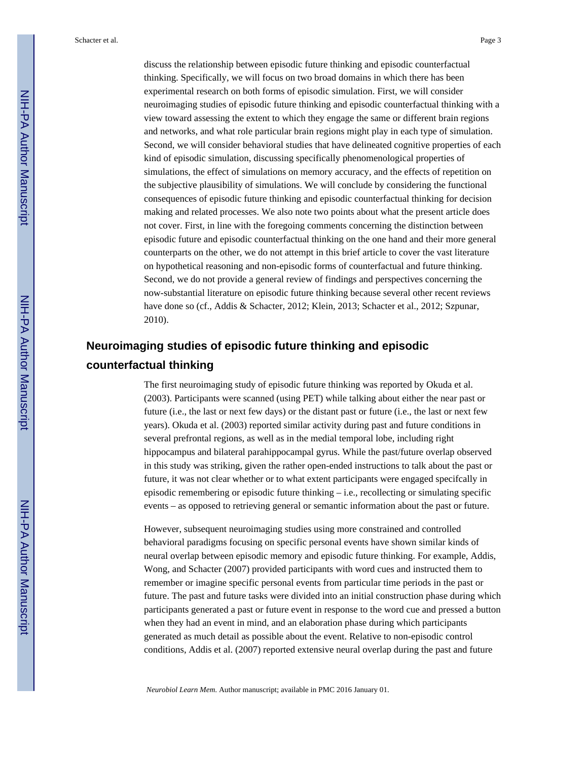discuss the relationship between episodic future thinking and episodic counterfactual thinking. Specifically, we will focus on two broad domains in which there has been experimental research on both forms of episodic simulation. First, we will consider neuroimaging studies of episodic future thinking and episodic counterfactual thinking with a view toward assessing the extent to which they engage the same or different brain regions and networks, and what role particular brain regions might play in each type of simulation. Second, we will consider behavioral studies that have delineated cognitive properties of each kind of episodic simulation, discussing specifically phenomenological properties of simulations, the effect of simulations on memory accuracy, and the effects of repetition on the subjective plausibility of simulations. We will conclude by considering the functional consequences of episodic future thinking and episodic counterfactual thinking for decision making and related processes. We also note two points about what the present article does not cover. First, in line with the foregoing comments concerning the distinction between episodic future and episodic counterfactual thinking on the one hand and their more general counterparts on the other, we do not attempt in this brief article to cover the vast literature on hypothetical reasoning and non-episodic forms of counterfactual and future thinking. Second, we do not provide a general review of findings and perspectives concerning the now-substantial literature on episodic future thinking because several other recent reviews have done so (cf., Addis & Schacter, 2012; Klein, 2013; Schacter et al., 2012; Szpunar, 2010).

## Neuroimaging studies of episodic future thinking and episodic counterfactual thinking

The first neuroimaging study of episodic future thinking was reported by Okuda et al. (2003). Participants were scanned (using PET) while talking about either the near past or future (i.e., the last or next few days) or the distant past or future (i.e., the last or next few years). Okuda et al. (2003) reported similar activity during past and future conditions in several prefrontal regions, as well as in the medial temporal lobe, including right hippocampus and bilateral parahippocampal gyrus. While the past/future overlap observed in this study was striking, given the rather open-ended instructions to talk about the past or future, it was not clear whether or to what extent participants were engaged specifcally in episodic remembering or episodic future thinking – i.e., recollecting or simulating specific events – as opposed to retrieving general or semantic information about the past or future.

However, subsequent neuroimaging studies using more constrained and controlled behavioral paradigms focusing on specific personal events have shown similar kinds of neural overlap between episodic memory and episodic future thinking. For example, Addis, Wong, and Schacter (2007) provided participants with word cues and instructed them to remember or imagine specific personal events from particular time periods in the past or future. The past and future tasks were divided into an initial construction phase during which participants generated a past or future event in response to the word cue and pressed a button when they had an event in mind, and an elaboration phase during which participants generated as much detail as possible about the event. Relative to non-episodic control conditions, Addis et al. (2007) reported extensive neural overlap during the past and future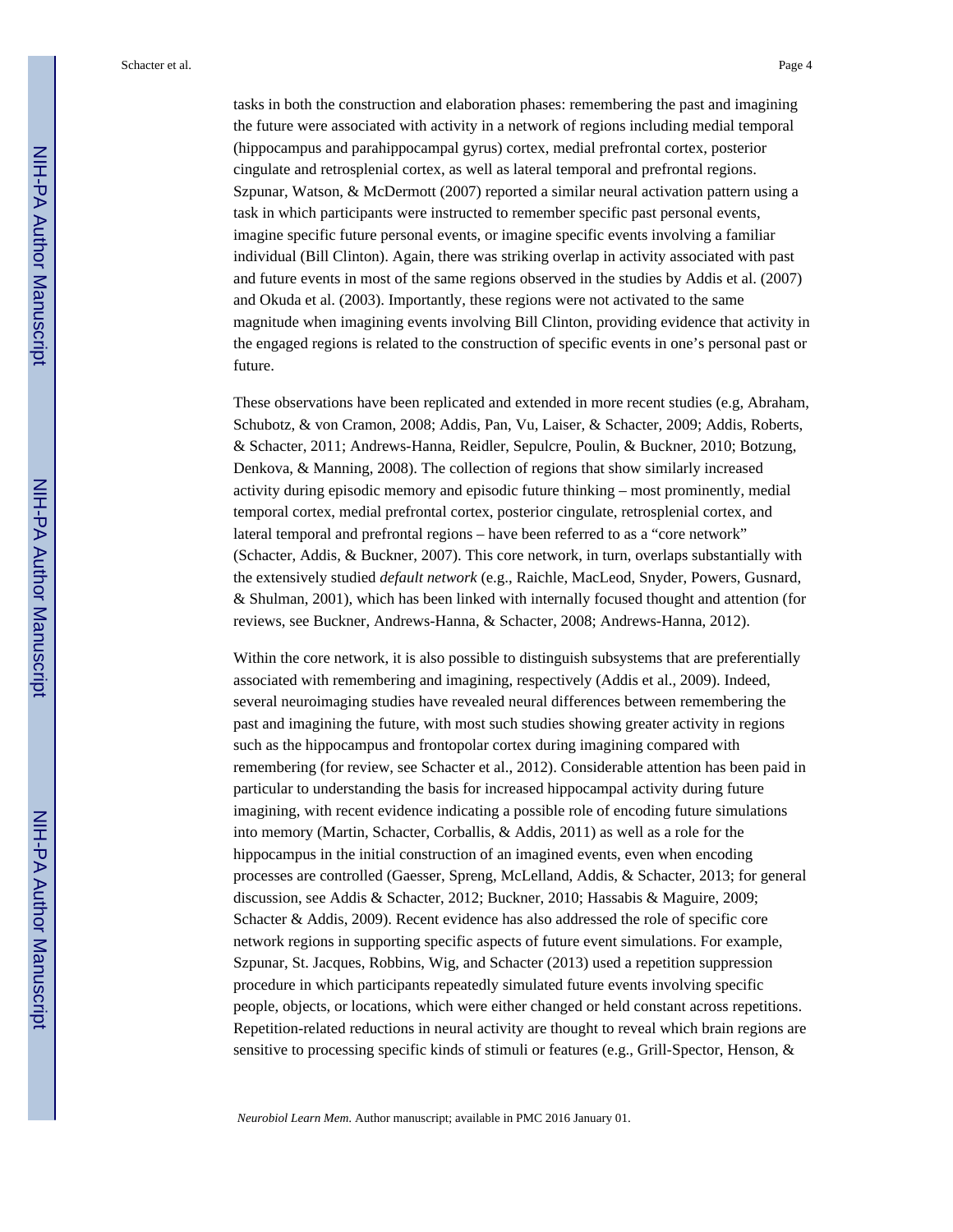tasks in both the construction and elaboration phases: remembering the past and imagining the future were associated with activity in a network of regions including medial temporal (hippocampus and parahippocampal gyrus) cortex, medial prefrontal cortex, posterior cingulate and retrosplenial cortex, as well as lateral temporal and prefrontal regions. Szpunar, Watson, & McDermott (2007) reported a similar neural activation pattern using a task in which participants were instructed to remember specific past personal events, imagine specific future personal events, or imagine specific events involving a familiar individual (Bill Clinton). Again, there was striking overlap in activity associated with past and future events in most of the same regions observed in the studies by Addis et al. (2007) and Okuda et al. (2003). Importantly, these regions were not activated to the same magnitude when imagining events involving Bill Clinton, providing evidence that activity in the engaged regions is related to the construction of specific events in one's personal past or future.

These observations have been replicated and extended in more recent studies (e.g, Abraham, Schubotz, & von Cramon, 2008; Addis, Pan, Vu, Laiser, & Schacter, 2009; Addis, Roberts, & Schacter, 2011; Andrews-Hanna, Reidler, Sepulcre, Poulin, & Buckner, 2010; Botzung, Denkova, & Manning, 2008). The collection of regions that show similarly increased activity during episodic memory and episodic future thinking – most prominently, medial temporal cortex, medial prefrontal cortex, posterior cingulate, retrosplenial cortex, and lateral temporal and prefrontal regions – have been referred to as a "core network" (Schacter, Addis, & Buckner, 2007). This core network, in turn, overlaps substantially with the extensively studied *default network* (e.g., Raichle, MacLeod, Snyder, Powers, Gusnard, & Shulman, 2001), which has been linked with internally focused thought and attention (for reviews, see Buckner, Andrews-Hanna, & Schacter, 2008; Andrews-Hanna, 2012).

Within the core network, it is also possible to distinguish subsystems that are preferentially associated with remembering and imagining, respectively (Addis et al., 2009). Indeed, several neuroimaging studies have revealed neural differences between remembering the past and imagining the future, with most such studies showing greater activity in regions such as the hippocampus and frontopolar cortex during imagining compared with remembering (for review, see Schacter et al., 2012). Considerable attention has been paid in particular to understanding the basis for increased hippocampal activity during future imagining, with recent evidence indicating a possible role of encoding future simulations into memory (Martin, Schacter, Corballis, & Addis, 2011) as well as a role for the hippocampus in the initial construction of an imagined events, even when encoding processes are controlled (Gaesser, Spreng, McLelland, Addis, & Schacter, 2013; for general discussion, see Addis & Schacter, 2012; Buckner, 2010; Hassabis & Maguire, 2009; Schacter & Addis, 2009). Recent evidence has also addressed the role of specific core network regions in supporting specific aspects of future event simulations. For example, Szpunar, St. Jacques, Robbins, Wig, and Schacter (2013) used a repetition suppression procedure in which participants repeatedly simulated future events involving specific people, objects, or locations, which were either changed or held constant across repetitions. Repetition-related reductions in neural activity are thought to reveal which brain regions are sensitive to processing specific kinds of stimuli or features (e.g., Grill-Spector, Henson, &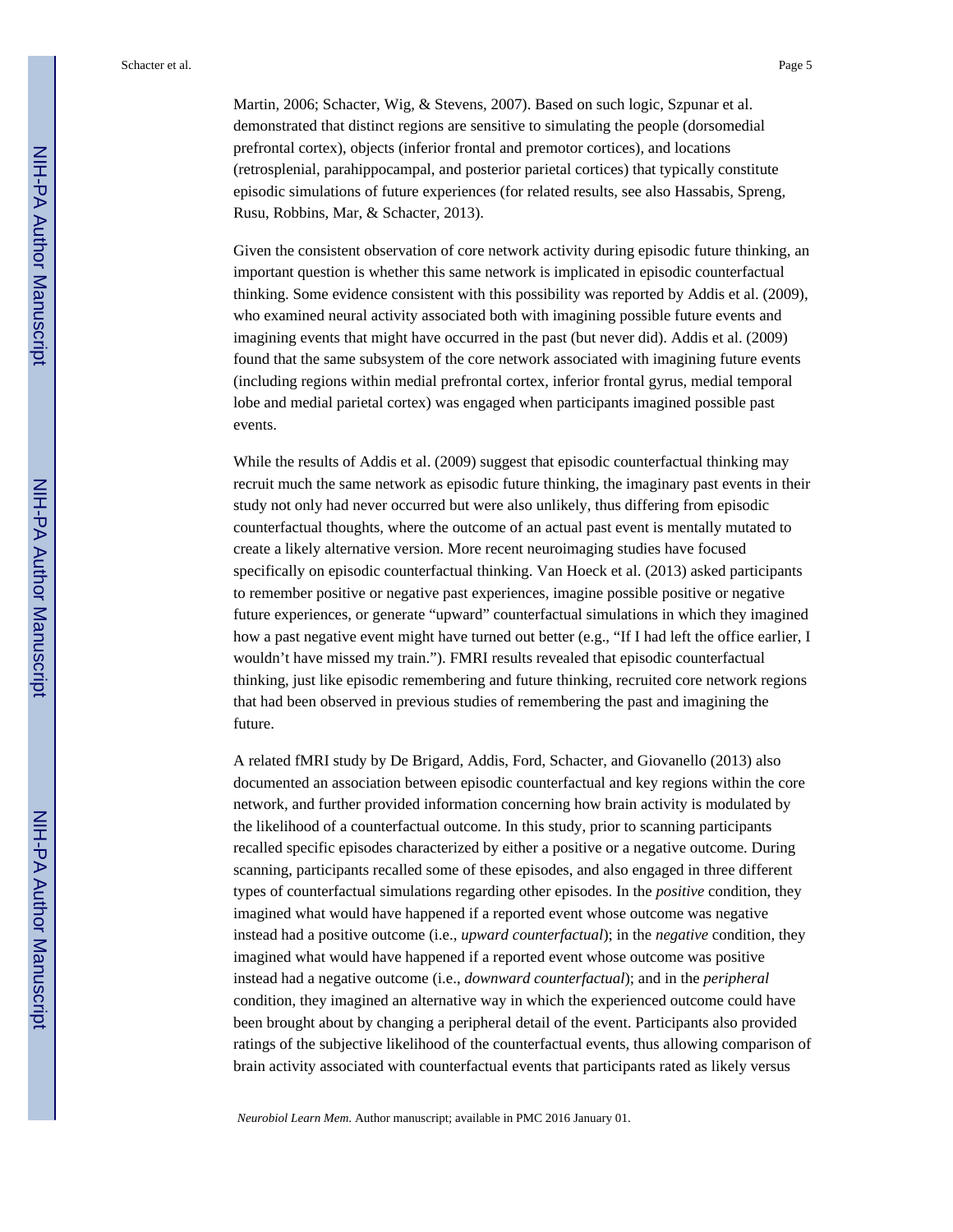Martin, 2006; Schacter, Wig, & Stevens, 2007). Based on such logic, Szpunar et al. demonstrated that distinct regions are sensitive to simulating the people (dorsomedial prefrontal cortex), objects (inferior frontal and premotor cortices), and locations (retrosplenial, parahippocampal, and posterior parietal cortices) that typically constitute episodic simulations of future experiences (for related results, see also Hassabis, Spreng, Rusu, Robbins, Mar, & Schacter, 2013).

Given the consistent observation of core network activity during episodic future thinking, an important question is whether this same network is implicated in episodic counterfactual thinking. Some evidence consistent with this possibility was reported by Addis et al. (2009), who examined neural activity associated both with imagining possible future events and imagining events that might have occurred in the past (but never did). Addis et al. (2009) found that the same subsystem of the core network associated with imagining future events (including regions within medial prefrontal cortex, inferior frontal gyrus, medial temporal lobe and medial parietal cortex) was engaged when participants imagined possible past events.

While the results of Addis et al. (2009) suggest that episodic counterfactual thinking may recruit much the same network as episodic future thinking, the imaginary past events in their study not only had never occurred but were also unlikely, thus differing from episodic counterfactual thoughts, where the outcome of an actual past event is mentally mutated to create a likely alternative version. More recent neuroimaging studies have focused specifically on episodic counterfactual thinking. Van Hoeck et al. (2013) asked participants to remember positive or negative past experiences, imagine possible positive or negative future experiences, or generate "upward" counterfactual simulations in which they imagined how a past negative event might have turned out better (e.g., "If I had left the office earlier, I wouldn't have missed my train."). FMRI results revealed that episodic counterfactual thinking, just like episodic remembering and future thinking, recruited core network regions that had been observed in previous studies of remembering the past and imagining the future.

A related fMRI study by De Brigard, Addis, Ford, Schacter, and Giovanello (2013) also documented an association between episodic counterfactual and key regions within the core network, and further provided information concerning how brain activity is modulated by the likelihood of a counterfactual outcome. In this study, prior to scanning participants recalled specific episodes characterized by either a positive or a negative outcome. During scanning, participants recalled some of these episodes, and also engaged in three different types of counterfactual simulations regarding other episodes. In the *positive* condition, they imagined what would have happened if a reported event whose outcome was negative instead had a positive outcome (i.e., *upward counterfactual*); in the *negative* condition, they imagined what would have happened if a reported event whose outcome was positive instead had a negative outcome (i.e., *downward counterfactual*); and in the *peripheral* condition, they imagined an alternative way in which the experienced outcome could have been brought about by changing a peripheral detail of the event. Participants also provided ratings of the subjective likelihood of the counterfactual events, thus allowing comparison of brain activity associated with counterfactual events that participants rated as likely versus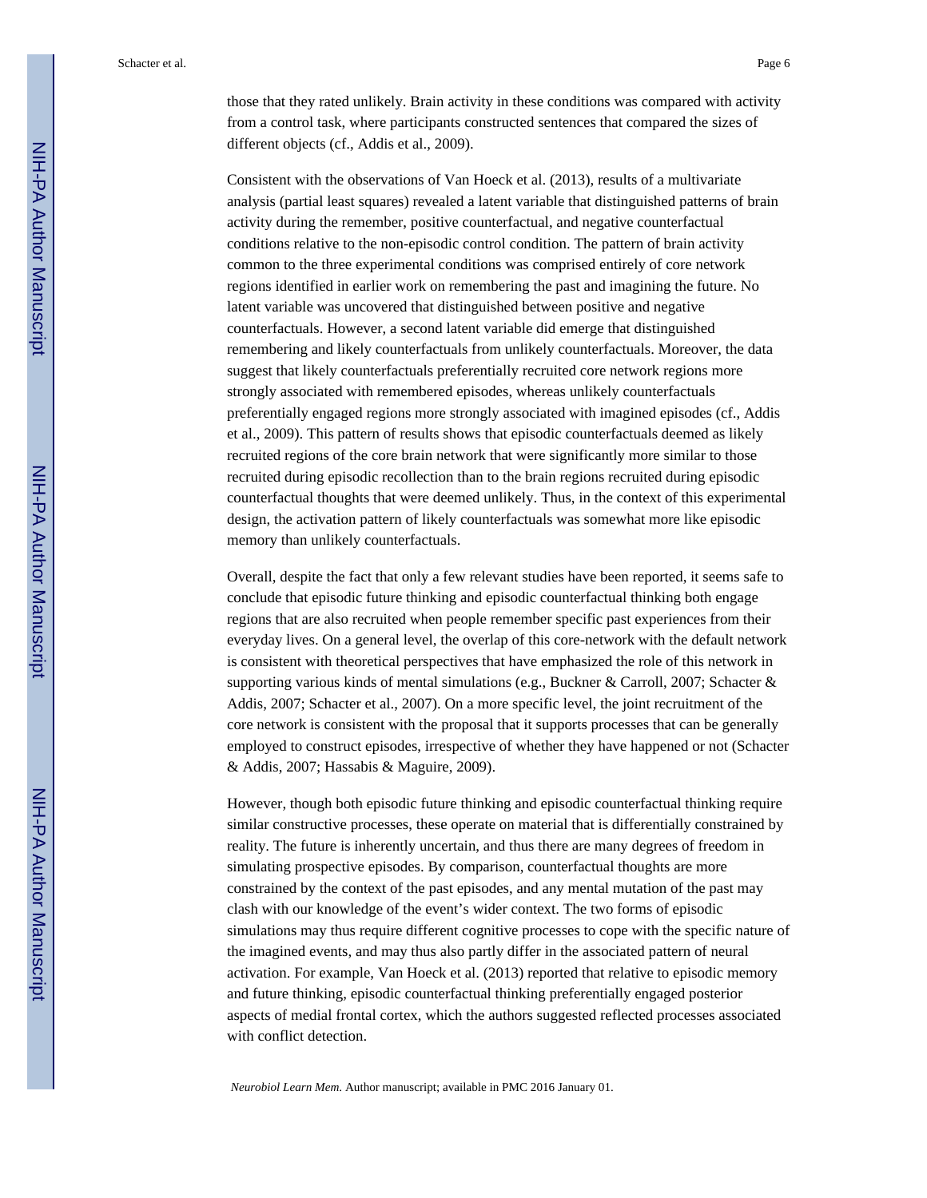those that they rated unlikely. Brain activity in these conditions was compared with activity from a control task, where participants constructed sentences that compared the sizes of different objects (cf., Addis et al., 2009).

Consistent with the observations of Van Hoeck et al. (2013), results of a multivariate analysis (partial least squares) revealed a latent variable that distinguished patterns of brain activity during the remember, positive counterfactual, and negative counterfactual conditions relative to the non-episodic control condition. The pattern of brain activity common to the three experimental conditions was comprised entirely of core network regions identified in earlier work on remembering the past and imagining the future. No latent variable was uncovered that distinguished between positive and negative counterfactuals. However, a second latent variable did emerge that distinguished remembering and likely counterfactuals from unlikely counterfactuals. Moreover, the data suggest that likely counterfactuals preferentially recruited core network regions more strongly associated with remembered episodes, whereas unlikely counterfactuals preferentially engaged regions more strongly associated with imagined episodes (cf., Addis et al., 2009). This pattern of results shows that episodic counterfactuals deemed as likely recruited regions of the core brain network that were significantly more similar to those recruited during episodic recollection than to the brain regions recruited during episodic counterfactual thoughts that were deemed unlikely. Thus, in the context of this experimental design, the activation pattern of likely counterfactuals was somewhat more like episodic memory than unlikely counterfactuals.

Overall, despite the fact that only a few relevant studies have been reported, it seems safe to conclude that episodic future thinking and episodic counterfactual thinking both engage regions that are also recruited when people remember specific past experiences from their everyday lives. On a general level, the overlap of this core-network with the default network is consistent with theoretical perspectives that have emphasized the role of this network in supporting various kinds of mental simulations (e.g., Buckner & Carroll, 2007; Schacter & Addis, 2007; Schacter et al., 2007). On a more specific level, the joint recruitment of the core network is consistent with the proposal that it supports processes that can be generally employed to construct episodes, irrespective of whether they have happened or not (Schacter & Addis, 2007; Hassabis & Maguire, 2009).

However, though both episodic future thinking and episodic counterfactual thinking require similar constructive processes, these operate on material that is differentially constrained by reality. The future is inherently uncertain, and thus there are many degrees of freedom in simulating prospective episodes. By comparison, counterfactual thoughts are more constrained by the context of the past episodes, and any mental mutation of the past may clash with our knowledge of the event's wider context. The two forms of episodic simulations may thus require different cognitive processes to cope with the specific nature of the imagined events, and may thus also partly differ in the associated pattern of neural activation. For example, Van Hoeck et al. (2013) reported that relative to episodic memory and future thinking, episodic counterfactual thinking preferentially engaged posterior aspects of medial frontal cortex, which the authors suggested reflected processes associated with conflict detection.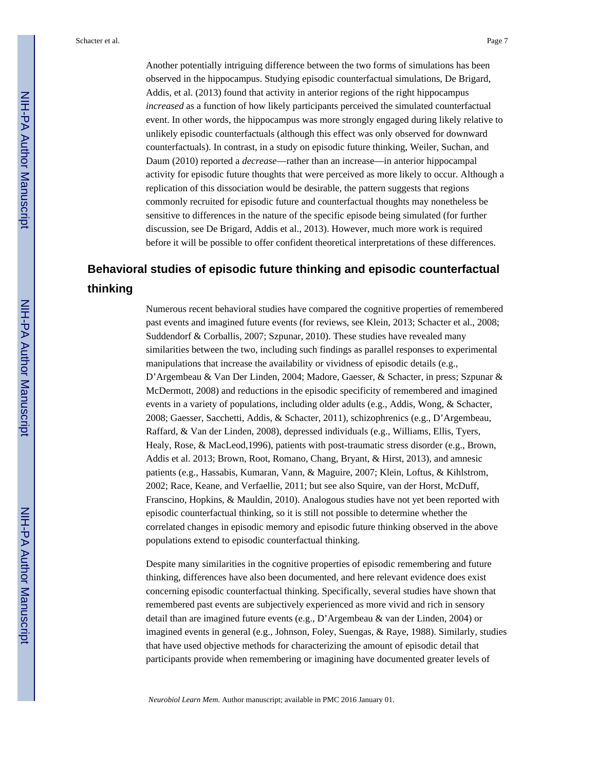Another potentially intriguing difference between the two forms of simulations has been observed in the hippocampus. Studying episodic counterfactual simulations, De Brigard, Addis, et al. (2013) found that activity in anterior regions of the right hippocampus *increased* as a function of how likely participants perceived the simulated counterfactual event. In other words, the hippocampus was more strongly engaged during likely relative to unlikely episodic counterfactuals (although this effect was only observed for downward counterfactuals). In contrast, in a study on episodic future thinking, Weiler, Suchan, and Daum (2010) reported a *decrease*—rather than an increase—in anterior hippocampal activity for episodic future thoughts that were perceived as more likely to occur. Although a replication of this dissociation would be desirable, the pattern suggests that regions commonly recruited for episodic future and counterfactual thoughts may nonetheless be sensitive to differences in the nature of the specific episode being simulated (for further discussion, see De Brigard, Addis et al., 2013). However, much more work is required before it will be possible to offer confident theoretical interpretations of these differences.

## Behavioral studies of episodic future thinking and episodic counterfactual thinking

Numerous recent behavioral studies have compared the cognitive properties of remembered past events and imagined future events (for reviews, see Klein, 2013; Schacter et al., 2008; Suddendorf & Corballis, 2007; Szpunar, 2010). These studies have revealed many similarities between the two, including such findings as parallel responses to experimental manipulations that increase the availability or vividness of episodic details (e.g., D'Argembeau & Van Der Linden, 2004; Madore, Gaesser, & Schacter, in press; Szpunar & McDermott, 2008) and reductions in the episodic specificity of remembered and imagined events in a variety of populations, including older adults (e.g., Addis, Wong, & Schacter, 2008; Gaesser, Sacchetti, Addis, & Schacter, 2011), schizophrenics (e.g., D'Argembeau, Raffard, & Van der Linden, 2008), depressed individuals (e.g., Williams, Ellis, Tyers, Healy, Rose, & MacLeod,1996), patients with post-traumatic stress disorder (e.g., Brown, Addis et al. 2013; Brown, Root, Romano, Chang, Bryant, & Hirst, 2013), and amnesic patients (e.g., Hassabis, Kumaran, Vann, & Maguire, 2007; Klein, Loftus, & Kihlstrom, 2002; Race, Keane, and Verfaellie, 2011; but see also Squire, van der Horst, McDuff, Franscino, Hopkins, & Mauldin, 2010). Analogous studies have not yet been reported with episodic counterfactual thinking, so it is still not possible to determine whether the correlated changes in episodic memory and episodic future thinking observed in the above populations extend to episodic counterfactual thinking.

Despite many similarities in the cognitive properties of episodic remembering and future thinking, differences have also been documented, and here relevant evidence does exist concerning episodic counterfactual thinking. Specifically, several studies have shown that remembered past events are subjectively experienced as more vivid and rich in sensory detail than are imagined future events (e.g., D'Argembeau & van der Linden, 2004) or imagined events in general (e.g., Johnson, Foley, Suengas, & Raye, 1988). Similarly, studies that have used objective methods for characterizing the amount of episodic detail that participants provide when remembering or imagining have documented greater levels of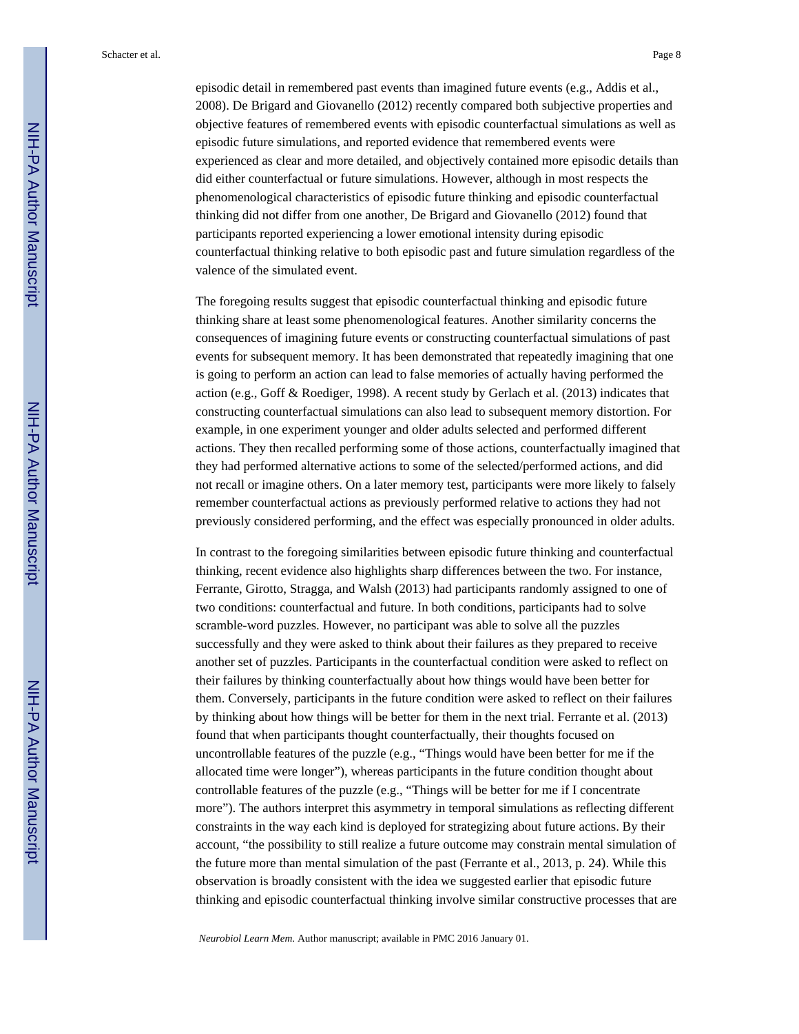episodic detail in remembered past events than imagined future events (e.g., Addis et al., 2008). De Brigard and Giovanello (2012) recently compared both subjective properties and objective features of remembered events with episodic counterfactual simulations as well as episodic future simulations, and reported evidence that remembered events were experienced as clear and more detailed, and objectively contained more episodic details than did either counterfactual or future simulations. However, although in most respects the phenomenological characteristics of episodic future thinking and episodic counterfactual thinking did not differ from one another, De Brigard and Giovanello (2012) found that participants reported experiencing a lower emotional intensity during episodic counterfactual thinking relative to both episodic past and future simulation regardless of the valence of the simulated event.

The foregoing results suggest that episodic counterfactual thinking and episodic future thinking share at least some phenomenological features. Another similarity concerns the consequences of imagining future events or constructing counterfactual simulations of past events for subsequent memory. It has been demonstrated that repeatedly imagining that one is going to perform an action can lead to false memories of actually having performed the action (e.g., Goff & Roediger, 1998). A recent study by Gerlach et al. (2013) indicates that constructing counterfactual simulations can also lead to subsequent memory distortion. For example, in one experiment younger and older adults selected and performed different actions. They then recalled performing some of those actions, counterfactually imagined that they had performed alternative actions to some of the selected/performed actions, and did not recall or imagine others. On a later memory test, participants were more likely to falsely remember counterfactual actions as previously performed relative to actions they had not previously considered performing, and the effect was especially pronounced in older adults.

In contrast to the foregoing similarities between episodic future thinking and counterfactual thinking, recent evidence also highlights sharp differences between the two. For instance, Ferrante, Girotto, Stragga, and Walsh (2013) had participants randomly assigned to one of two conditions: counterfactual and future. In both conditions, participants had to solve scramble-word puzzles. However, no participant was able to solve all the puzzles successfully and they were asked to think about their failures as they prepared to receive another set of puzzles. Participants in the counterfactual condition were asked to reflect on their failures by thinking counterfactually about how things would have been better for them. Conversely, participants in the future condition were asked to reflect on their failures by thinking about how things will be better for them in the next trial. Ferrante et al. (2013) found that when participants thought counterfactually, their thoughts focused on uncontrollable features of the puzzle (e.g., "Things would have been better for me if the allocated time were longer"), whereas participants in the future condition thought about controllable features of the puzzle (e.g., "Things will be better for me if I concentrate more"). The authors interpret this asymmetry in temporal simulations as reflecting different constraints in the way each kind is deployed for strategizing about future actions. By their account, "the possibility to still realize a future outcome may constrain mental simulation of the future more than mental simulation of the past (Ferrante et al., 2013, p. 24). While this observation is broadly consistent with the idea we suggested earlier that episodic future thinking and episodic counterfactual thinking involve similar constructive processes that are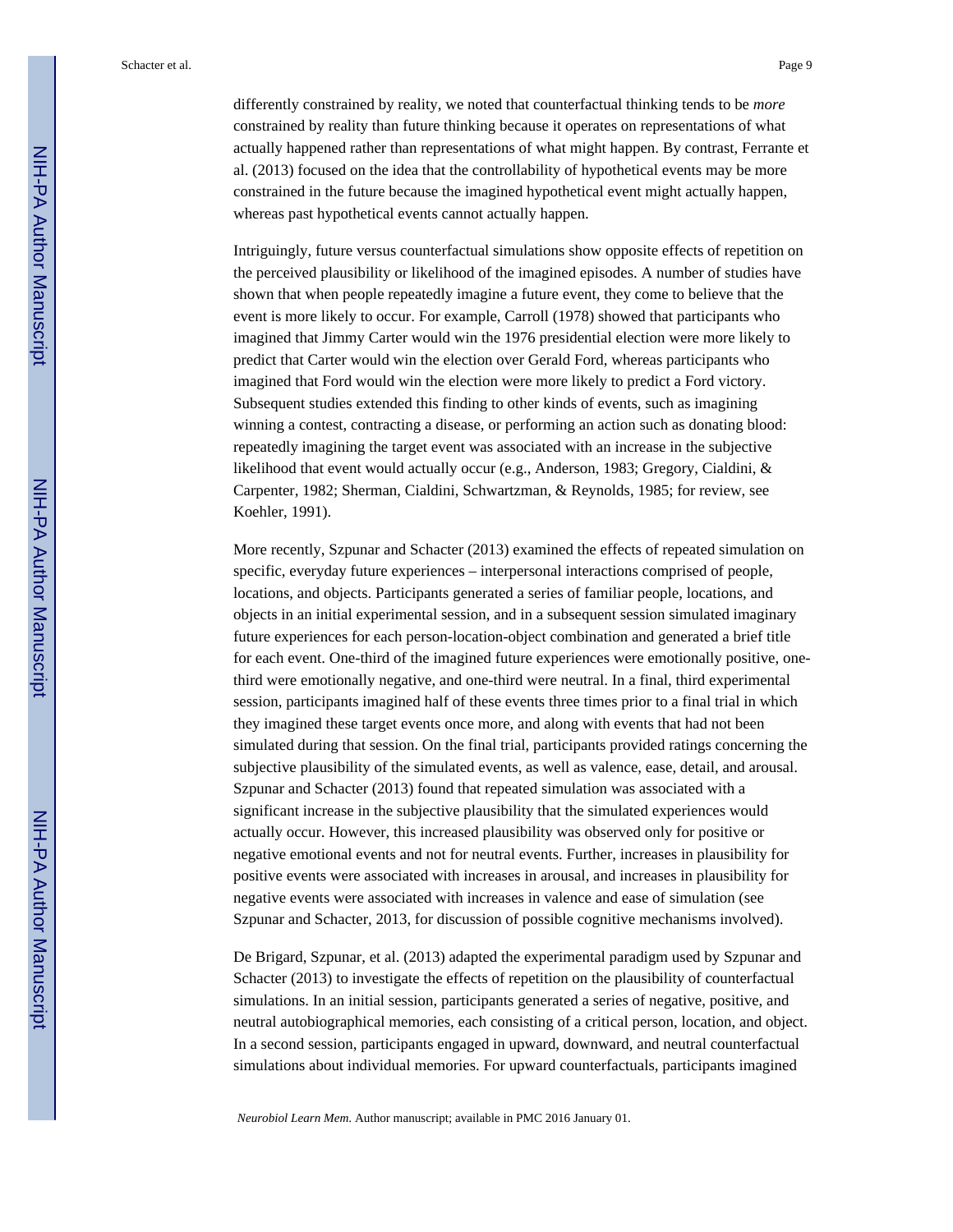differently constrained by reality, we noted that counterfactual thinking tends to be *more* constrained by reality than future thinking because it operates on representations of what actually happened rather than representations of what might happen. By contrast, Ferrante et al. (2013) focused on the idea that the controllability of hypothetical events may be more constrained in the future because the imagined hypothetical event might actually happen, whereas past hypothetical events cannot actually happen.

Intriguingly, future versus counterfactual simulations show opposite effects of repetition on the perceived plausibility or likelihood of the imagined episodes. A number of studies have shown that when people repeatedly imagine a future event, they come to believe that the event is more likely to occur. For example, Carroll (1978) showed that participants who imagined that Jimmy Carter would win the 1976 presidential election were more likely to predict that Carter would win the election over Gerald Ford, whereas participants who imagined that Ford would win the election were more likely to predict a Ford victory. Subsequent studies extended this finding to other kinds of events, such as imagining winning a contest, contracting a disease, or performing an action such as donating blood: repeatedly imagining the target event was associated with an increase in the subjective likelihood that event would actually occur (e.g., Anderson, 1983; Gregory, Cialdini, & Carpenter, 1982; Sherman, Cialdini, Schwartzman, & Reynolds, 1985; for review, see Koehler, 1991).

More recently, Szpunar and Schacter (2013) examined the effects of repeated simulation on specific, everyday future experiences – interpersonal interactions comprised of people, locations, and objects. Participants generated a series of familiar people, locations, and objects in an initial experimental session, and in a subsequent session simulated imaginary future experiences for each person-location-object combination and generated a brief title for each event. One-third of the imagined future experiences were emotionally positive, one-third were emotionally negative, and one-third were neutral. In a final, third experimental session, participants imagined half of these events three times prior to a final trial in which they imagined these target events once more, and along with events that had not been simulated during that session. On the final trial, participants provided ratings concerning the subjective plausibility of the simulated events, as well as valence, ease, detail, and arousal. Szpunar and Schacter (2013) found that repeated simulation was associated with a significant increase in the subjective plausibility that the simulated experiences would actually occur. However, this increased plausibility was observed only for positive or negative emotional events and not for neutral events. Further, increases in plausibility for positive events were associated with increases in arousal, and increases in plausibility for negative events were associated with increases in valence and ease of simulation (see Szpunar and Schacter, 2013, for discussion of possible cognitive mechanisms involved).

De Brigard, Szpunar, et al. (2013) adapted the experimental paradigm used by Szpunar and Schacter (2013) to investigate the effects of repetition on the plausibility of counterfactual simulations. In an initial session, participants generated a series of negative, positive, and neutral autobiographical memories, each consisting of a critical person, location, and object. In a second session, participants engaged in upward, downward, and neutral counterfactual simulations about individual memories. For upward counterfactuals, participants imagined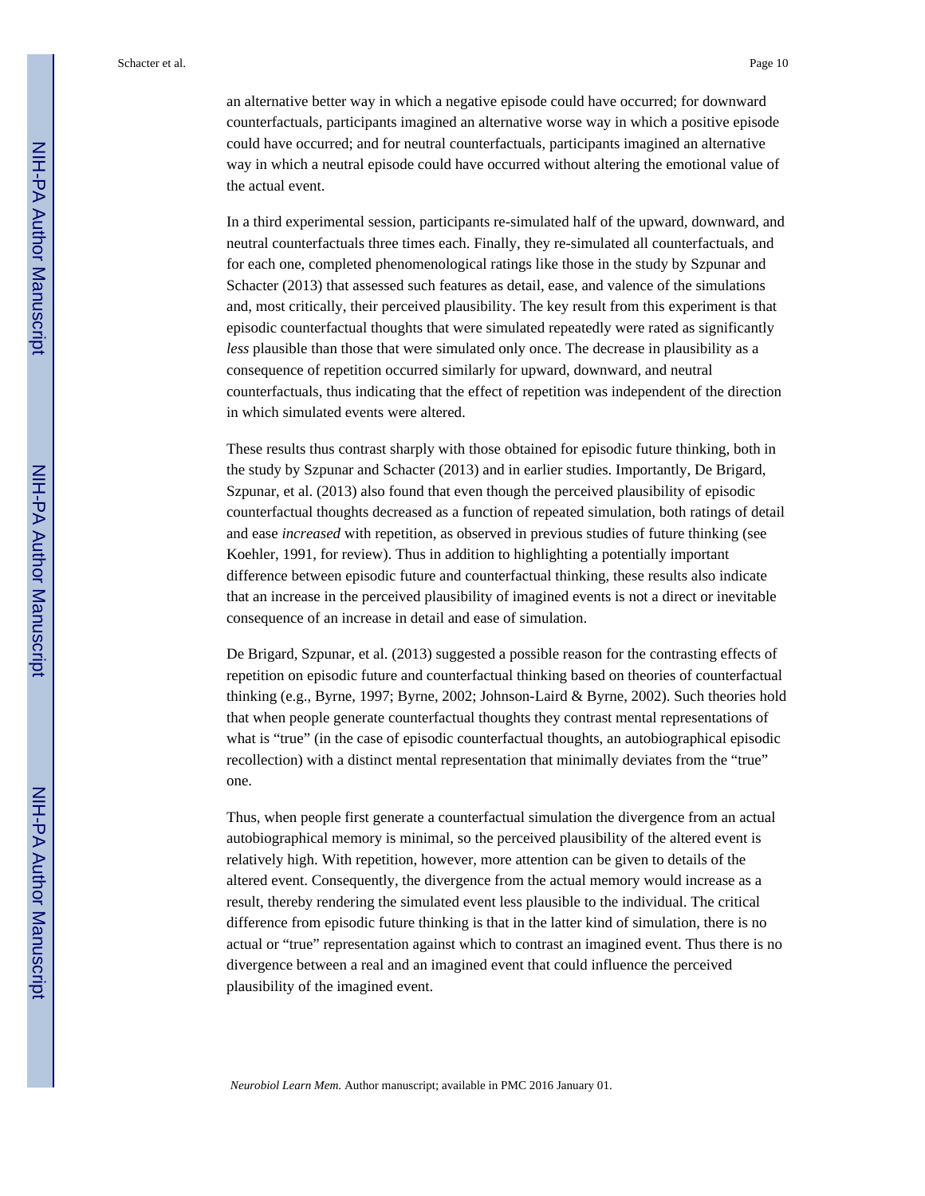an alternative better way in which a negative episode could have occurred; for downward counterfactuals, participants imagined an alternative worse way in which a positive episode could have occurred; and for neutral counterfactuals, participants imagined an alternative way in which a neutral episode could have occurred without altering the emotional value of the actual event.

In a third experimental session, participants re-simulated half of the upward, downward, and neutral counterfactuals three times each. Finally, they re-simulated all counterfactuals, and for each one, completed phenomenological ratings like those in the study by Szpunar and Schacter (2013) that assessed such features as detail, ease, and valence of the simulations and, most critically, their perceived plausibility. The key result from this experiment is that episodic counterfactual thoughts that were simulated repeatedly were rated as significantly *less* plausible than those that were simulated only once. The decrease in plausibility as a consequence of repetition occurred similarly for upward, downward, and neutral counterfactuals, thus indicating that the effect of repetition was independent of the direction in which simulated events were altered.

These results thus contrast sharply with those obtained for episodic future thinking, both in the study by Szpunar and Schacter (2013) and in earlier studies. Importantly, De Brigard, Szpunar, et al. (2013) also found that even though the perceived plausibility of episodic counterfactual thoughts decreased as a function of repeated simulation, both ratings of detail and ease *increased* with repetition, as observed in previous studies of future thinking (see Koehler, 1991, for review). Thus in addition to highlighting a potentially important difference between episodic future and counterfactual thinking, these results also indicate that an increase in the perceived plausibility of imagined events is not a direct or inevitable consequence of an increase in detail and ease of simulation.

De Brigard, Szpunar, et al. (2013) suggested a possible reason for the contrasting effects of repetition on episodic future and counterfactual thinking based on theories of counterfactual thinking (e.g., Byrne, 1997; Byrne, 2002; Johnson-Laird & Byrne, 2002). Such theories hold that when people generate counterfactual thoughts they contrast mental representations of what is "true" (in the case of episodic counterfactual thoughts, an autobiographical episodic recollection) with a distinct mental representation that minimally deviates from the "true" one.

Thus, when people first generate a counterfactual simulation the divergence from an actual autobiographical memory is minimal, so the perceived plausibility of the altered event is relatively high. With repetition, however, more attention can be given to details of the altered event. Consequently, the divergence from the actual memory would increase as a result, thereby rendering the simulated event less plausible to the individual. The critical difference from episodic future thinking is that in the latter kind of simulation, there is no actual or "true" representation against which to contrast an imagined event. Thus there is no divergence between a real and an imagined event that could influence the perceived plausibility of the imagined event.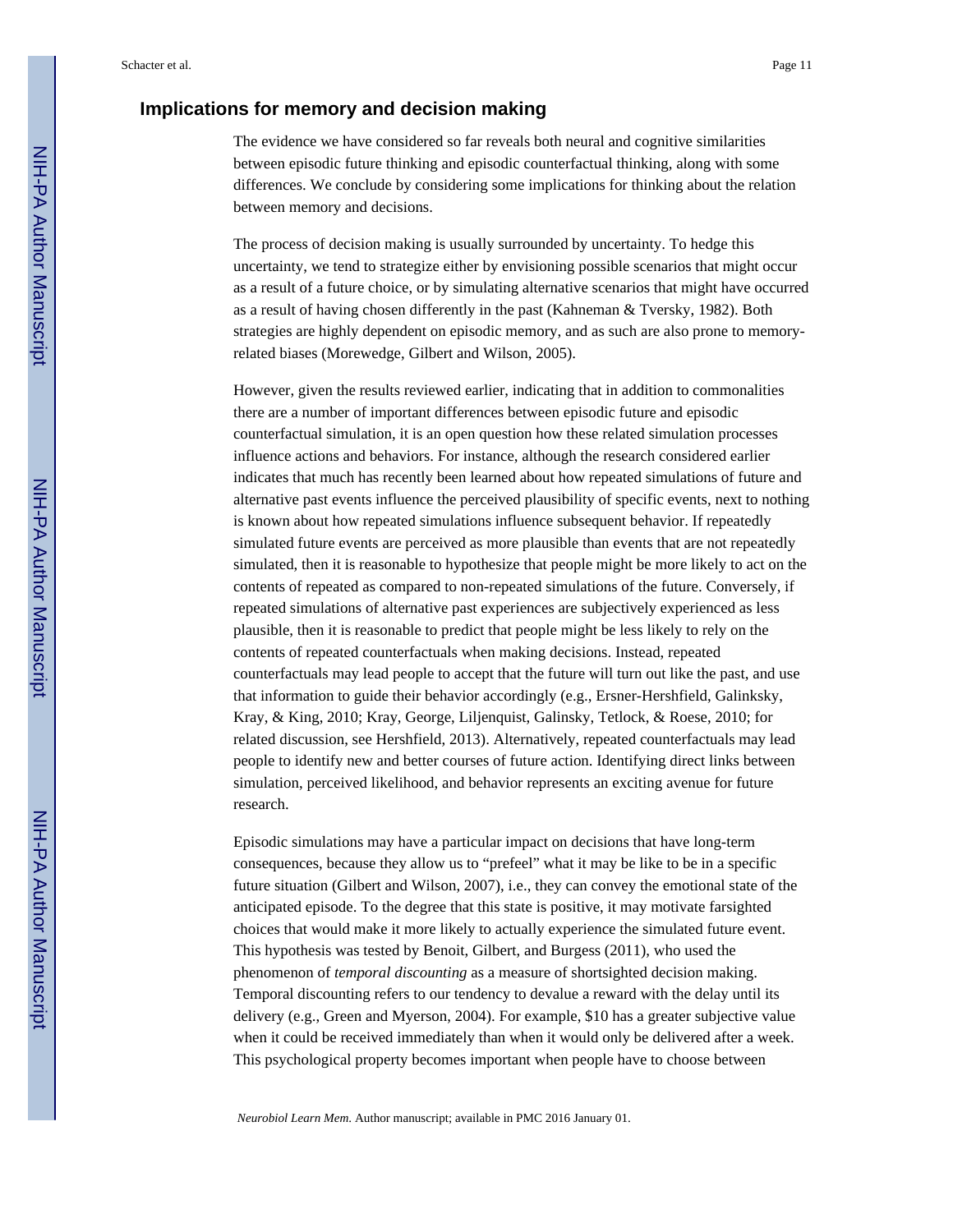## Implications for memory and decision making

The evidence we have considered so far reveals both neural and cognitive similarities between episodic future thinking and episodic counterfactual thinking, along with some differences. We conclude by considering some implications for thinking about the relation between memory and decisions.

The process of decision making is usually surrounded by uncertainty. To hedge this uncertainty, we tend to strategize either by envisioning possible scenarios that might occur as a result of a future choice, or by simulating alternative scenarios that might have occurred as a result of having chosen differently in the past (Kahneman & Tversky, 1982). Both strategies are highly dependent on episodic memory, and as such are also prone to memory-related biases (Morewedge, Gilbert and Wilson, 2005).

However, given the results reviewed earlier, indicating that in addition to commonalities there are a number of important differences between episodic future and episodic counterfactual simulation, it is an open question how these related simulation processes influence actions and behaviors. For instance, although the research considered earlier indicates that much has recently been learned about how repeated simulations of future and alternative past events influence the perceived plausibility of specific events, next to nothing is known about how repeated simulations influence subsequent behavior. If repeatedly simulated future events are perceived as more plausible than events that are not repeatedly simulated, then it is reasonable to hypothesize that people might be more likely to act on the contents of repeated as compared to non-repeated simulations of the future. Conversely, if repeated simulations of alternative past experiences are subjectively experienced as less plausible, then it is reasonable to predict that people might be less likely to rely on the contents of repeated counterfactuals when making decisions. Instead, repeated counterfactuals may lead people to accept that the future will turn out like the past, and use that information to guide their behavior accordingly (e.g., Ersner-Hershfield, Galinksky, Kray, & King, 2010; Kray, George, Liljenquist, Galinsky, Tetlock, & Roese, 2010; for related discussion, see Hershfield, 2013). Alternatively, repeated counterfactuals may lead people to identify new and better courses of future action. Identifying direct links between simulation, perceived likelihood, and behavior represents an exciting avenue for future research.

Episodic simulations may have a particular impact on decisions that have long-term consequences, because they allow us to "prefeel" what it may be like to be in a specific future situation (Gilbert and Wilson, 2007), i.e., they can convey the emotional state of the anticipated episode. To the degree that this state is positive, it may motivate farsighted choices that would make it more likely to actually experience the simulated future event. This hypothesis was tested by Benoit, Gilbert, and Burgess (2011), who used the phenomenon of *temporal discounting* as a measure of shortsighted decision making. Temporal discounting refers to our tendency to devalue a reward with the delay until its delivery (e.g., Green and Myerson, 2004). For example, $10 has a greater subjective value when it could be received immediately than when it would only be delivered after a week. This psychological property becomes important when people have to choose between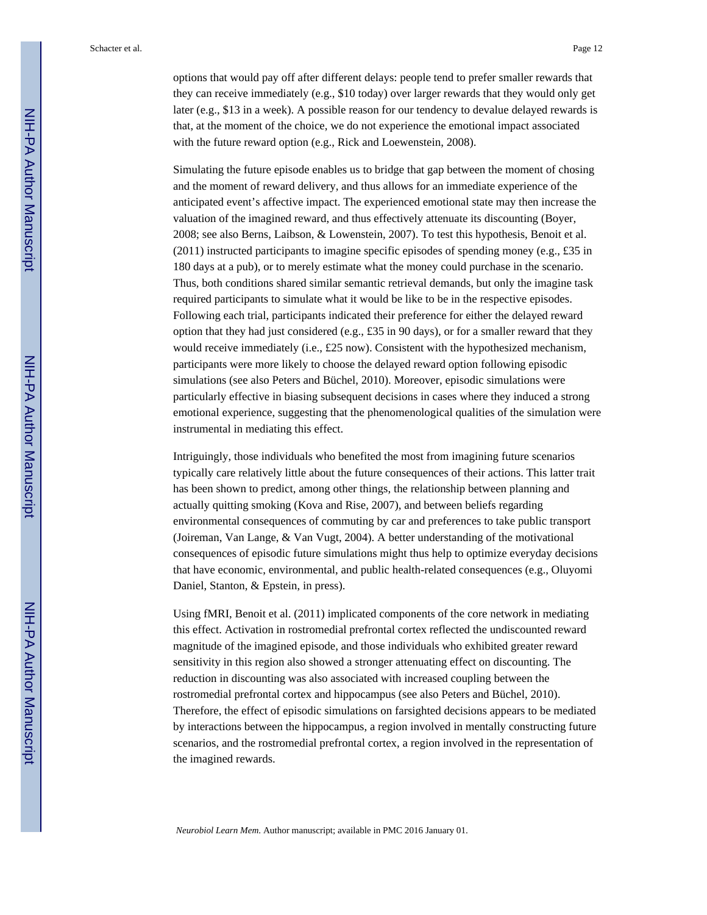options that would pay off after different delays: people tend to prefer smaller rewards that they can receive immediately (e.g., $10 today) over larger rewards that they would only get later (e.g., $13 in a week). A possible reason for our tendency to devalue delayed rewards is that, at the moment of the choice, we do not experience the emotional impact associated with the future reward option (e.g., Rick and Loewenstein, 2008).

Simulating the future episode enables us to bridge that gap between the moment of chosing and the moment of reward delivery, and thus allows for an immediate experience of the anticipated event's affective impact. The experienced emotional state may then increase the valuation of the imagined reward, and thus effectively attenuate its discounting (Boyer, 2008; see also Berns, Laibson, & Lowenstein, 2007). To test this hypothesis, Benoit et al. (2011) instructed participants to imagine specific episodes of spending money (e.g., £35 in 180 days at a pub), or to merely estimate what the money could purchase in the scenario. Thus, both conditions shared similar semantic retrieval demands, but only the imagine task required participants to simulate what it would be like to be in the respective episodes. Following each trial, participants indicated their preference for either the delayed reward option that they had just considered (e.g., £35 in 90 days), or for a smaller reward that they would receive immediately (i.e., £25 now). Consistent with the hypothesized mechanism, participants were more likely to choose the delayed reward option following episodic simulations (see also Peters and Büchel, 2010). Moreover, episodic simulations were particularly effective in biasing subsequent decisions in cases where they induced a strong emotional experience, suggesting that the phenomenological qualities of the simulation were instrumental in mediating this effect.

Intriguingly, those individuals who benefited the most from imagining future scenarios typically care relatively little about the future consequences of their actions. This latter trait has been shown to predict, among other things, the relationship between planning and actually quitting smoking (Kova and Rise, 2007), and between beliefs regarding environmental consequences of commuting by car and preferences to take public transport (Joireman, Van Lange, & Van Vugt, 2004). A better understanding of the motivational consequences of episodic future simulations might thus help to optimize everyday decisions that have economic, environmental, and public health-related consequences (e.g., Oluyomi Daniel, Stanton, & Epstein, in press).

Using fMRI, Benoit et al. (2011) implicated components of the core network in mediating this effect. Activation in rostromedial prefrontal cortex reflected the undiscounted reward magnitude of the imagined episode, and those individuals who exhibited greater reward sensitivity in this region also showed a stronger attenuating effect on discounting. The reduction in discounting was also associated with increased coupling between the rostromedial prefrontal cortex and hippocampus (see also Peters and Büchel, 2010). Therefore, the effect of episodic simulations on farsighted decisions appears to be mediated by interactions between the hippocampus, a region involved in mentally constructing future scenarios, and the rostromedial prefrontal cortex, a region involved in the representation of the imagined rewards.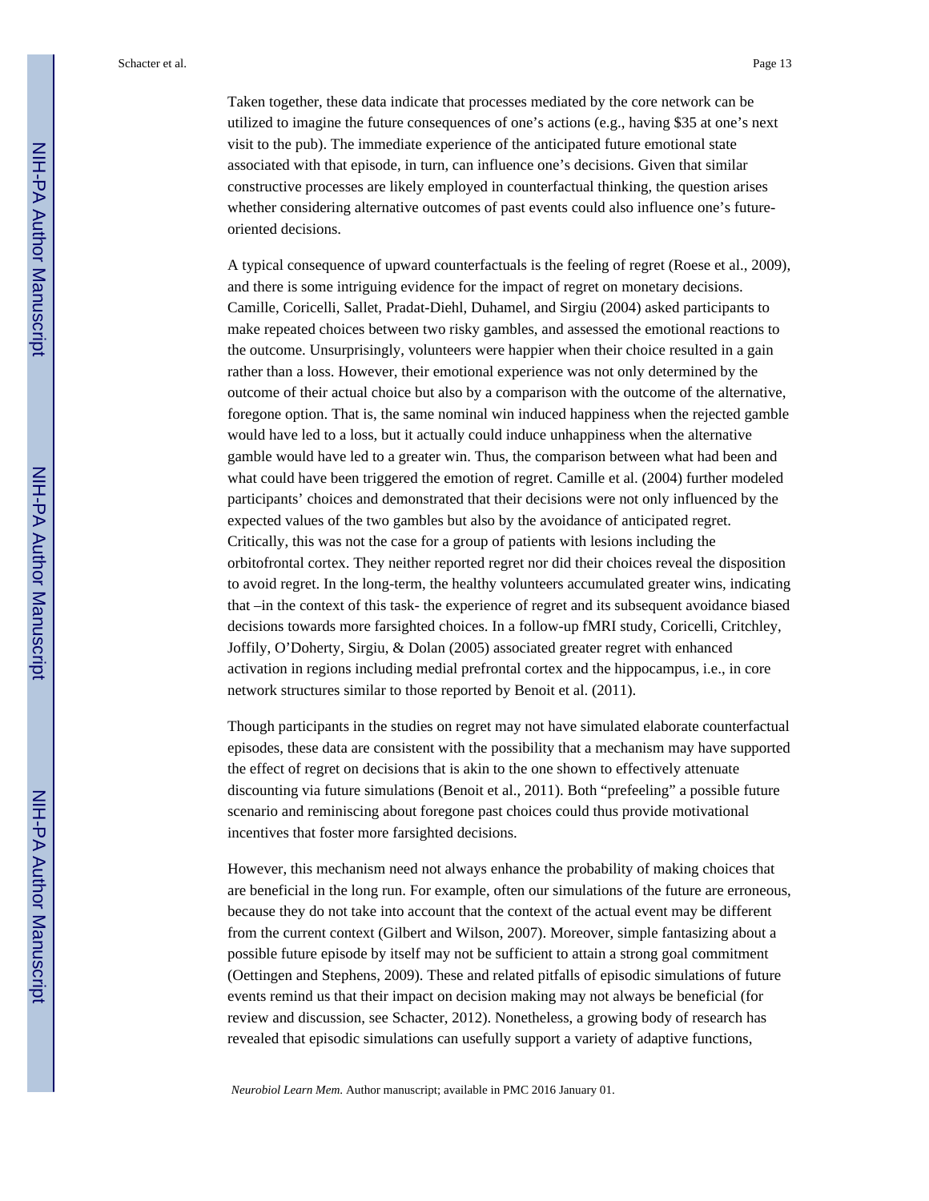Taken together, these data indicate that processes mediated by the core network can be utilized to imagine the future consequences of one's actions (e.g., having $35 at one's next visit to the pub). The immediate experience of the anticipated future emotional state associated with that episode, in turn, can influence one's decisions. Given that similar constructive processes are likely employed in counterfactual thinking, the question arises whether considering alternative outcomes of past events could also influence one's future-oriented decisions.

A typical consequence of upward counterfactuals is the feeling of regret (Roese et al., 2009), and there is some intriguing evidence for the impact of regret on monetary decisions. Camille, Coricelli, Sallet, Pradat-Diehl, Duhamel, and Sirgiu (2004) asked participants to make repeated choices between two risky gambles, and assessed the emotional reactions to the outcome. Unsurprisingly, volunteers were happier when their choice resulted in a gain rather than a loss. However, their emotional experience was not only determined by the outcome of their actual choice but also by a comparison with the outcome of the alternative, foregone option. That is, the same nominal win induced happiness when the rejected gamble would have led to a loss, but it actually could induce unhappiness when the alternative gamble would have led to a greater win. Thus, the comparison between what had been and what could have been triggered the emotion of regret. Camille et al. (2004) further modeled participants' choices and demonstrated that their decisions were not only influenced by the expected values of the two gambles but also by the avoidance of anticipated regret. Critically, this was not the case for a group of patients with lesions including the orbitofrontal cortex. They neither reported regret nor did their choices reveal the disposition to avoid regret. In the long-term, the healthy volunteers accumulated greater wins, indicating that –in the context of this task- the experience of regret and its subsequent avoidance biased decisions towards more farsighted choices. In a follow-up fMRI study, Coricelli, Critchley, Joffily, O'Doherty, Sirgiu, & Dolan (2005) associated greater regret with enhanced activation in regions including medial prefrontal cortex and the hippocampus, i.e., in core network structures similar to those reported by Benoit et al. (2011).

Though participants in the studies on regret may not have simulated elaborate counterfactual episodes, these data are consistent with the possibility that a mechanism may have supported the effect of regret on decisions that is akin to the one shown to effectively attenuate discounting via future simulations (Benoit et al., 2011). Both "prefeeling" a possible future scenario and reminiscing about foregone past choices could thus provide motivational incentives that foster more farsighted decisions.

However, this mechanism need not always enhance the probability of making choices that are beneficial in the long run. For example, often our simulations of the future are erroneous, because they do not take into account that the context of the actual event may be different from the current context (Gilbert and Wilson, 2007). Moreover, simple fantasizing about a possible future episode by itself may not be sufficient to attain a strong goal commitment (Oettingen and Stephens, 2009). These and related pitfalls of episodic simulations of future events remind us that their impact on decision making may not always be beneficial (for review and discussion, see Schacter, 2012). Nonetheless, a growing body of research has revealed that episodic simulations can usefully support a variety of adaptive functions,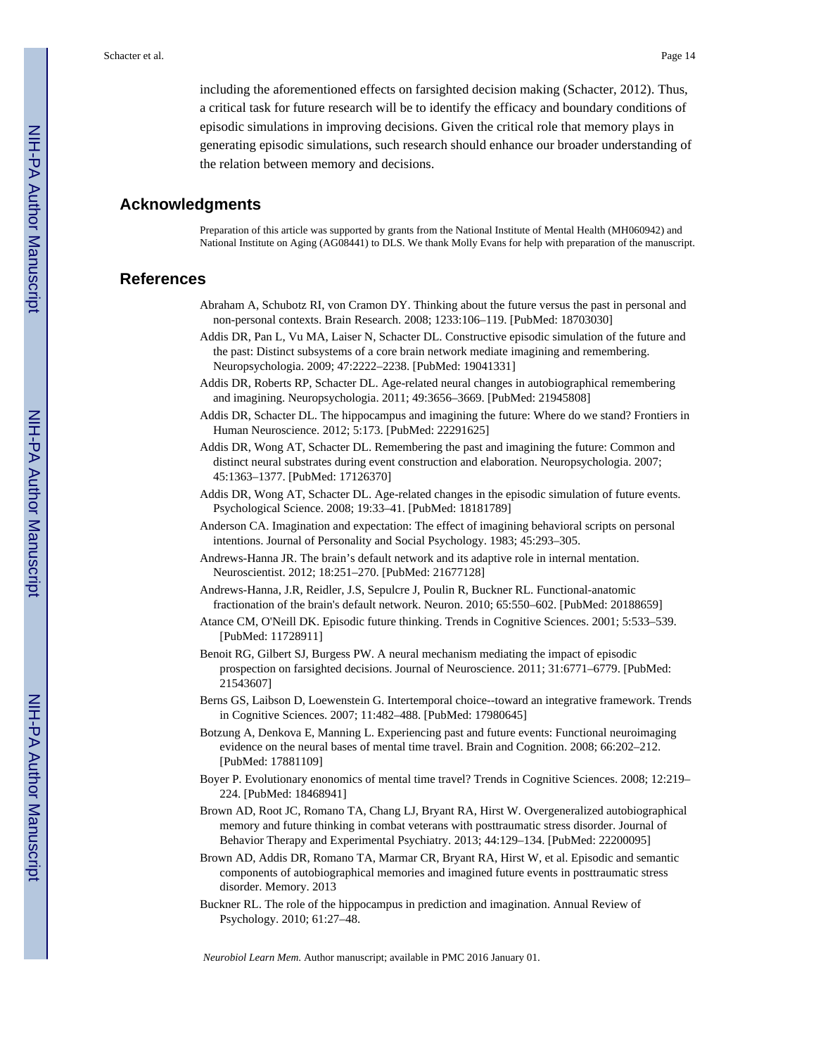including the aforementioned effects on farsighted decision making (Schacter, 2012). Thus, a critical task for future research will be to identify the efficacy and boundary conditions of episodic simulations in improving decisions. Given the critical role that memory plays in generating episodic simulations, such research should enhance our broader understanding of the relation between memory and decisions.

## Acknowledgments

Preparation of this article was supported by grants from the National Institute of Mental Health (MH060942) and National Institute on Aging (AG08441) to DLS. We thank Molly Evans for help with preparation of the manuscript.

## References

Abraham A, Schubotz RI, von Cramon DY. Thinking about the future versus the past in personal and non-personal contexts. Brain Research. 2008; 1233:106–119. [PubMed: 18703030]

Addis DR, Pan L, Vu MA, Laiser N, Schacter DL. Constructive episodic simulation of the future and the past: Distinct subsystems of a core brain network mediate imagining and remembering. Neuropsychologia. 2009; 47:2222–2238. [PubMed: 19041331]

Addis DR, Roberts RP, Schacter DL. Age-related neural changes in autobiographical remembering and imagining. Neuropsychologia. 2011; 49:3656–3669. [PubMed: 21945808]

Addis DR, Schacter DL. The hippocampus and imagining the future: Where do we stand? Frontiers in Human Neuroscience. 2012; 5:173. [PubMed: 22291625]

Addis DR, Wong AT, Schacter DL. Remembering the past and imagining the future: Common and distinct neural substrates during event construction and elaboration. Neuropsychologia. 2007; 45:1363–1377. [PubMed: 17126370]

Addis DR, Wong AT, Schacter DL. Age-related changes in the episodic simulation of future events. Psychological Science. 2008; 19:33–41. [PubMed: 18181789]

Anderson CA. Imagination and expectation: The effect of imagining behavioral scripts on personal intentions. Journal of Personality and Social Psychology. 1983; 45:293–305.

Andrews-Hanna JR. The brain's default network and its adaptive role in internal mentation. Neuroscientist. 2012; 18:251–270. [PubMed: 21677128]

Andrews-Hanna, J.R, Reidler, J.S, Sepulcre J, Poulin R, Buckner RL. Functional-anatomic fractionation of the brain's default network. Neuron. 2010; 65:550–602. [PubMed: 20188659]

Atance CM, O'Neill DK. Episodic future thinking. Trends in Cognitive Sciences. 2001; 5:533–539. [PubMed: 11728911]

Benoit RG, Gilbert SJ, Burgess PW. A neural mechanism mediating the impact of episodic prospection on farsighted decisions. Journal of Neuroscience. 2011; 31:6771–6779. [PubMed: 21543607]

Berns GS, Laibson D, Loewenstein G. Intertemporal choice--toward an integrative framework. Trends in Cognitive Sciences. 2007; 11:482–488. [PubMed: 17980645]

Botzung A, Denkova E, Manning L. Experiencing past and future events: Functional neuroimaging evidence on the neural bases of mental time travel. Brain and Cognition. 2008; 66:202–212. [PubMed: 17881109]

Boyer P. Evolutionary enonomics of mental time travel? Trends in Cognitive Sciences. 2008; 12:219–224. [PubMed: 18468941]

Brown AD, Root JC, Romano TA, Chang LJ, Bryant RA, Hirst W. Overgeneralized autobiographical memory and future thinking in combat veterans with posttraumatic stress disorder. Journal of Behavior Therapy and Experimental Psychiatry. 2013; 44:129–134. [PubMed: 22200095]

Brown AD, Addis DR, Romano TA, Marmar CR, Bryant RA, Hirst W, et al. Episodic and semantic components of autobiographical memories and imagined future events in posttraumatic stress disorder. Memory. 2013

Buckner RL. The role of the hippocampus in prediction and imagination. Annual Review of Psychology. 2010; 61:27–48.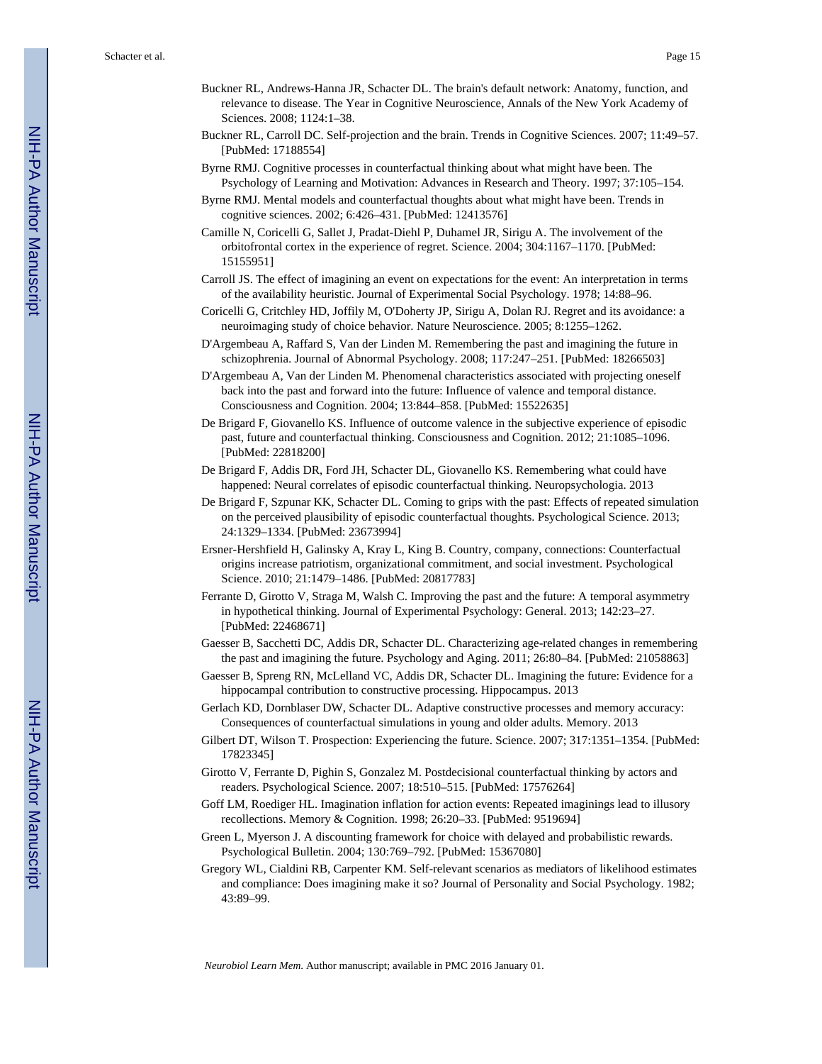Buckner RL, Andrews-Hanna JR, Schacter DL. The brain's default network: Anatomy, function, and relevance to disease. The Year in Cognitive Neuroscience, Annals of the New York Academy of Sciences. 2008; 1124:1–38.

Buckner RL, Carroll DC. Self-projection and the brain. Trends in Cognitive Sciences. 2007; 11:49–57. [PubMed: 17188554]

Byrne RMJ. Cognitive processes in counterfactual thinking about what might have been. The Psychology of Learning and Motivation: Advances in Research and Theory. 1997; 37:105–154.

Byrne RMJ. Mental models and counterfactual thoughts about what might have been. Trends in cognitive sciences. 2002; 6:426–431. [PubMed: 12413576]

Camille N, Coricelli G, Sallet J, Pradat-Diehl P, Duhamel JR, Sirigu A. The involvement of the orbitofrontal cortex in the experience of regret. Science. 2004; 304:1167–1170. [PubMed: 15155951]

Carroll JS. The effect of imagining an event on expectations for the event: An interpretation in terms of the availability heuristic. Journal of Experimental Social Psychology. 1978; 14:88–96.

Coricelli G, Critchley HD, Joffily M, O'Doherty JP, Sirigu A, Dolan RJ. Regret and its avoidance: a neuroimaging study of choice behavior. Nature Neuroscience. 2005; 8:1255–1262.

D'Argembeau A, Raffard S, Van der Linden M. Remembering the past and imagining the future in schizophrenia. Journal of Abnormal Psychology. 2008; 117:247–251. [PubMed: 18266503]

D'Argembeau A, Van der Linden M. Phenomenal characteristics associated with projecting oneself back into the past and forward into the future: Influence of valence and temporal distance. Consciousness and Cognition. 2004; 13:844–858. [PubMed: 15522635]

De Brigard F, Giovanello KS. Influence of outcome valence in the subjective experience of episodic past, future and counterfactual thinking. Consciousness and Cognition. 2012; 21:1085–1096. [PubMed: 22818200]

De Brigard F, Addis DR, Ford JH, Schacter DL, Giovanello KS. Remembering what could have happened: Neural correlates of episodic counterfactual thinking. Neuropsychologia. 2013

De Brigard F, Szpunar KK, Schacter DL. Coming to grips with the past: Effects of repeated simulation on the perceived plausibility of episodic counterfactual thoughts. Psychological Science. 2013; 24:1329–1334. [PubMed: 23673994]

Ersner-Hershfield H, Galinsky A, Kray L, King B. Country, company, connections: Counterfactual origins increase patriotism, organizational commitment, and social investment. Psychological Science. 2010; 21:1479–1486. [PubMed: 20817783]

Ferrante D, Girotto V, Straga M, Walsh C. Improving the past and the future: A temporal asymmetry in hypothetical thinking. Journal of Experimental Psychology: General. 2013; 142:23–27. [PubMed: 22468671]

Gaesser B, Sacchetti DC, Addis DR, Schacter DL. Characterizing age-related changes in remembering the past and imagining the future. Psychology and Aging. 2011; 26:80–84. [PubMed: 21058863]

Gaesser B, Spreng RN, McLelland VC, Addis DR, Schacter DL. Imagining the future: Evidence for a hippocampal contribution to constructive processing. Hippocampus. 2013

Gerlach KD, Dornblaser DW, Schacter DL. Adaptive constructive processes and memory accuracy: Consequences of counterfactual simulations in young and older adults. Memory. 2013

Gilbert DT, Wilson T. Prospection: Experiencing the future. Science. 2007; 317:1351–1354. [PubMed: 17823345]

Girotto V, Ferrante D, Pighin S, Gonzalez M. Postdecisional counterfactual thinking by actors and readers. Psychological Science. 2007; 18:510–515. [PubMed: 17576264]

Goff LM, Roediger HL. Imagination inflation for action events: Repeated imaginings lead to illusory recollections. Memory & Cognition. 1998; 26:20–33. [PubMed: 9519694]

Green L, Myerson J. A discounting framework for choice with delayed and probabilistic rewards. Psychological Bulletin. 2004; 130:769–792. [PubMed: 15367080]

Gregory WL, Cialdini RB, Carpenter KM. Self-relevant scenarios as mediators of likelihood estimates and compliance: Does imagining make it so? Journal of Personality and Social Psychology. 1982; 43:89–99.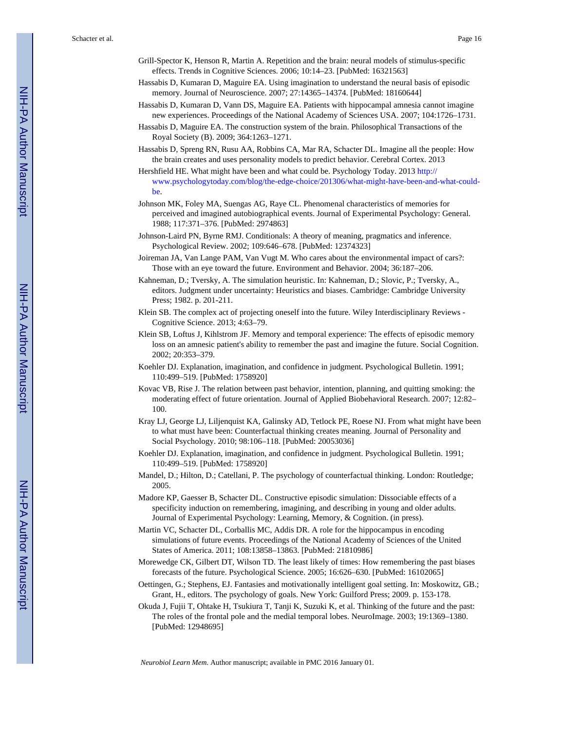Grill-Spector K, Henson R, Martin A. Repetition and the brain: neural models of stimulus-specific effects. Trends in Cognitive Sciences. 2006; 10:14–23. [PubMed: 16321563]

Hassabis D, Kumaran D, Maguire EA. Using imagination to understand the neural basis of episodic memory. Journal of Neuroscience. 2007; 27:14365–14374. [PubMed: 18160644]

Hassabis D, Kumaran D, Vann DS, Maguire EA. Patients with hippocampal amnesia cannot imagine new experiences. Proceedings of the National Academy of Sciences USA. 2007; 104:1726–1731.

Hassabis D, Maguire EA. The construction system of the brain. Philosophical Transactions of the Royal Society (B). 2009; 364:1263–1271.

Hassabis D, Spreng RN, Rusu AA, Robbins CA, Mar RA, Schacter DL. Imagine all the people: How the brain creates and uses personality models to predict behavior. Cerebral Cortex. 2013

Hershfield HE. What might have been and what could be. Psychology Today. 2013 http://www.psychologytoday.com/blog/the-edge-choice/201306/what-might-have-been-and-what-could-be.

Johnson MK, Foley MA, Suengas AG, Raye CL. Phenomenal characteristics of memories for perceived and imagined autobiographical events. Journal of Experimental Psychology: General. 1988; 117:371–376. [PubMed: 2974863]

Johnson-Laird PN, Byrne RMJ. Conditionals: A theory of meaning, pragmatics and inference. Psychological Review. 2002; 109:646–678. [PubMed: 12374323]

Joireman JA, Van Lange PAM, Van Vugt M. Who cares about the environmental impact of cars?: Those with an eye toward the future. Environment and Behavior. 2004; 36:187–206.

Kahneman, D.; Tversky, A. The simulation heuristic. In: Kahneman, D.; Slovic, P.; Tversky, A., editors. Judgment under uncertainty: Heuristics and biases. Cambridge: Cambridge University Press; 1982. p. 201-211.

Klein SB. The complex act of projecting oneself into the future. Wiley Interdisciplinary Reviews - Cognitive Science. 2013; 4:63–79.

Klein SB, Loftus J, Kihlstrom JF. Memory and temporal experience: The effects of episodic memory loss on an amnesic patient's ability to remember the past and imagine the future. Social Cognition. 2002; 20:353–379.

Koehler DJ. Explanation, imagination, and confidence in judgment. Psychological Bulletin. 1991; 110:499–519. [PubMed: 1758920]

Kovac VB, Rise J. The relation between past behavior, intention, planning, and quitting smoking: the moderating effect of future orientation. Journal of Applied Biobehavioral Research. 2007; 12:82–100.

Kray LJ, George LJ, Liljenquist KA, Galinsky AD, Tetlock PE, Roese NJ. From what might have been to what must have been: Counterfactual thinking creates meaning. Journal of Personality and Social Psychology. 2010; 98:106–118. [PubMed: 20053036]

Koehler DJ. Explanation, imagination, and confidence in judgment. Psychological Bulletin. 1991; 110:499–519. [PubMed: 1758920]

Mandel, D.; Hilton, D.; Catellani, P. The psychology of counterfactual thinking. London: Routledge; 2005.

Madore KP, Gaesser B, Schacter DL. Constructive episodic simulation: Dissociable effects of a specificity induction on remembering, imagining, and describing in young and older adults. Journal of Experimental Psychology: Learning, Memory, & Cognition. (in press).

Martin VC, Schacter DL, Corballis MC, Addis DR. A role for the hippocampus in encoding simulations of future events. Proceedings of the National Academy of Sciences of the United States of America. 2011; 108:13858–13863. [PubMed: 21810986]

Morewedge CK, Gilbert DT, Wilson TD. The least likely of times: How remembering the past biases forecasts of the future. Psychological Science. 2005; 16:626–630. [PubMed: 16102065]

Oettingen, G.; Stephens, EJ. Fantasies and motivationally intelligent goal setting. In: Moskowitz, GB.; Grant, H., editors. The psychology of goals. New York: Guilford Press; 2009. p. 153-178.

Okuda J, Fujii T, Ohtake H, Tsukiura T, Tanji K, Suzuki K, et al. Thinking of the future and the past: The roles of the frontal pole and the medial temporal lobes. NeuroImage. 2003; 19:1369–1380. [PubMed: 12948695]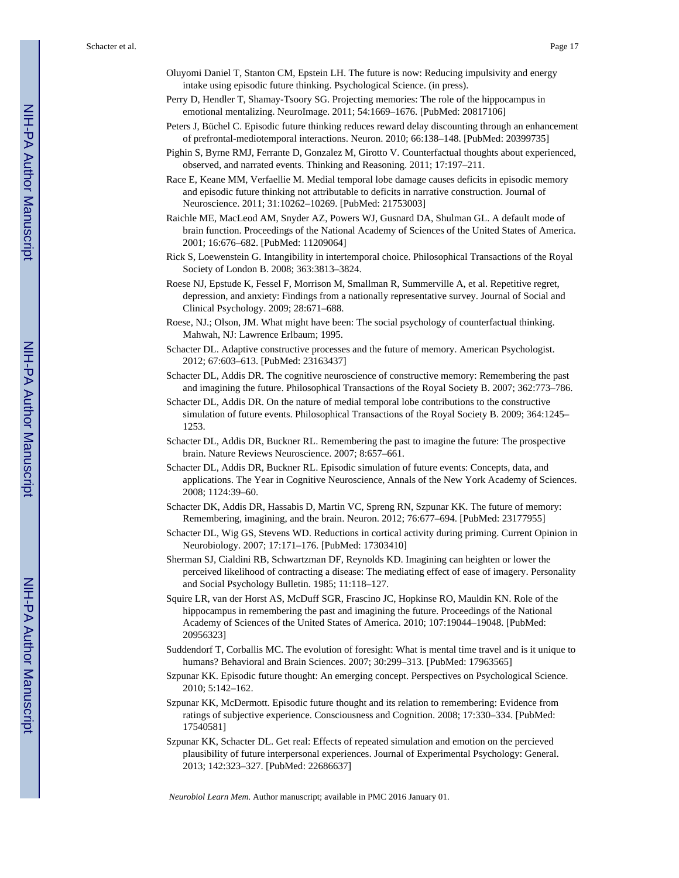Oluyomi Daniel T, Stanton CM, Epstein LH. The future is now: Reducing impulsivity and energy intake using episodic future thinking. Psychological Science. (in press).

Perry D, Hendler T, Shamay-Tsoory SG. Projecting memories: The role of the hippocampus in emotional mentalizing. NeuroImage. 2011; 54:1669–1676. [PubMed: 20817106]

Peters J, Büchel C. Episodic future thinking reduces reward delay discounting through an enhancement of prefrontal-mediotemporal interactions. Neuron. 2010; 66:138–148. [PubMed: 20399735]

Pighin S, Byrne RMJ, Ferrante D, Gonzalez M, Girotto V. Counterfactual thoughts about experienced, observed, and narrated events. Thinking and Reasoning. 2011; 17:197–211.

Race E, Keane MM, Verfaellie M. Medial temporal lobe damage causes deficits in episodic memory and episodic future thinking not attributable to deficits in narrative construction. Journal of Neuroscience. 2011; 31:10262–10269. [PubMed: 21753003]

Raichle ME, MacLeod AM, Snyder AZ, Powers WJ, Gusnard DA, Shulman GL. A default mode of brain function. Proceedings of the National Academy of Sciences of the United States of America. 2001; 16:676–682. [PubMed: 11209064]

Rick S, Loewenstein G. Intangibility in intertemporal choice. Philosophical Transactions of the Royal Society of London B. 2008; 363:3813–3824.

Roese NJ, Epstude K, Fessel F, Morrison M, Smallman R, Summerville A, et al. Repetitive regret, depression, and anxiety: Findings from a nationally representative survey. Journal of Social and Clinical Psychology. 2009; 28:671–688.

Roese, NJ.; Olson, JM. What might have been: The social psychology of counterfactual thinking. Mahwah, NJ: Lawrence Erlbaum; 1995.

Schacter DL. Adaptive constructive processes and the future of memory. American Psychologist. 2012; 67:603–613. [PubMed: 23163437]

Schacter DL, Addis DR. The cognitive neuroscience of constructive memory: Remembering the past and imagining the future. Philosophical Transactions of the Royal Society B. 2007; 362:773–786.

Schacter DL, Addis DR. On the nature of medial temporal lobe contributions to the constructive simulation of future events. Philosophical Transactions of the Royal Society B. 2009; 364:1245–1253.

Schacter DL, Addis DR, Buckner RL. Remembering the past to imagine the future: The prospective brain. Nature Reviews Neuroscience. 2007; 8:657–661.

Schacter DL, Addis DR, Buckner RL. Episodic simulation of future events: Concepts, data, and applications. The Year in Cognitive Neuroscience, Annals of the New York Academy of Sciences. 2008; 1124:39–60.

Schacter DK, Addis DR, Hassabis D, Martin VC, Spreng RN, Szpunar KK. The future of memory: Remembering, imagining, and the brain. Neuron. 2012; 76:677–694. [PubMed: 23177955]

Schacter DL, Wig GS, Stevens WD. Reductions in cortical activity during priming. Current Opinion in Neurobiology. 2007; 17:171–176. [PubMed: 17303410]

Sherman SJ, Cialdini RB, Schwartzman DF, Reynolds KD. Imagining can heighten or lower the perceived likelihood of contracting a disease: The mediating effect of ease of imagery. Personality and Social Psychology Bulletin. 1985; 11:118–127.

Squire LR, van der Horst AS, McDuff SGR, Frascino JC, Hopkinse RO, Mauldin KN. Role of the hippocampus in remembering the past and imagining the future. Proceedings of the National Academy of Sciences of the United States of America. 2010; 107:19044–19048. [PubMed: 20956323]

Suddendorf T, Corballis MC. The evolution of foresight: What is mental time travel and is it unique to humans? Behavioral and Brain Sciences. 2007; 30:299–313. [PubMed: 17963565]

Szpunar KK. Episodic future thought: An emerging concept. Perspectives on Psychological Science. 2010; 5:142–162.

Szpunar KK, McDermott. Episodic future thought and its relation to remembering: Evidence from ratings of subjective experience. Consciousness and Cognition. 2008; 17:330–334. [PubMed: 17540581]

Szpunar KK, Schacter DL. Get real: Effects of repeated simulation and emotion on the percieved plausibility of future interpersonal experiences. Journal of Experimental Psychology: General. 2013; 142:323–327. [PubMed: 22686637]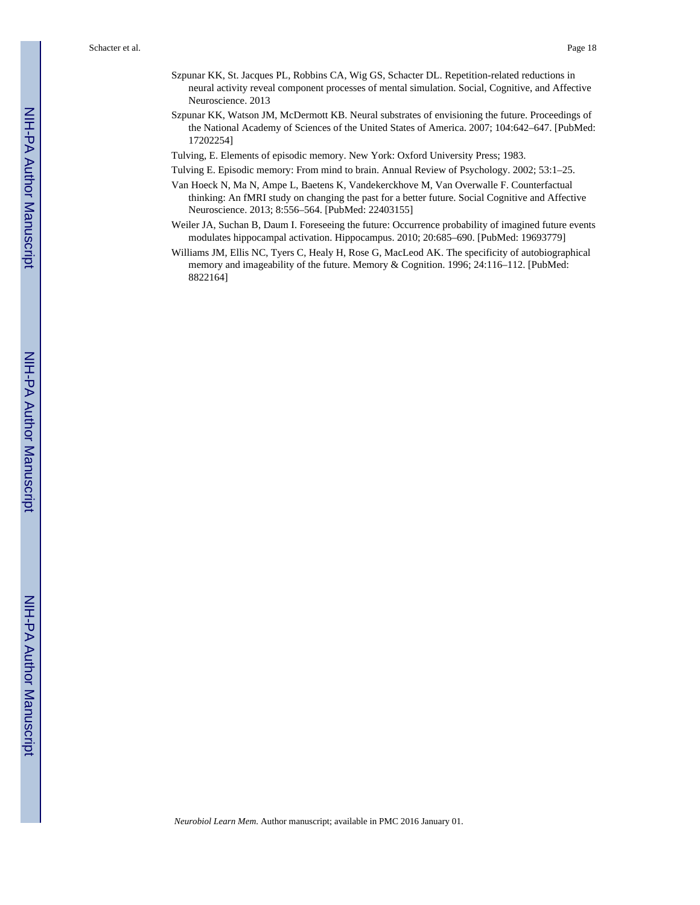Szpunar KK, St. Jacques PL, Robbins CA, Wig GS, Schacter DL. Repetition-related reductions in neural activity reveal component processes of mental simulation. Social, Cognitive, and Affective Neuroscience. 2013

Szpunar KK, Watson JM, McDermott KB. Neural substrates of envisioning the future. Proceedings of the National Academy of Sciences of the United States of America. 2007; 104:642–647. [PubMed: 17202254]

Tulving, E. Elements of episodic memory. New York: Oxford University Press; 1983.

Tulving E. Episodic memory: From mind to brain. Annual Review of Psychology. 2002; 53:1–25.

Van Hoeck N, Ma N, Ampe L, Baetens K, Vandekerckhove M, Van Overwalle F. Counterfactual thinking: An fMRI study on changing the past for a better future. Social Cognitive and Affective Neuroscience. 2013; 8:556–564. [PubMed: 22403155]

Weiler JA, Suchan B, Daum I. Foreseeing the future: Occurrence probability of imagined future events modulates hippocampal activation. Hippocampus. 2010; 20:685–690. [PubMed: 19693779]

Williams JM, Ellis NC, Tyers C, Healy H, Rose G, MacLeod AK. The specificity of autobiographical memory and imageability of the future. Memory & Cognition. 1996; 24:116–112. [PubMed: 8822164]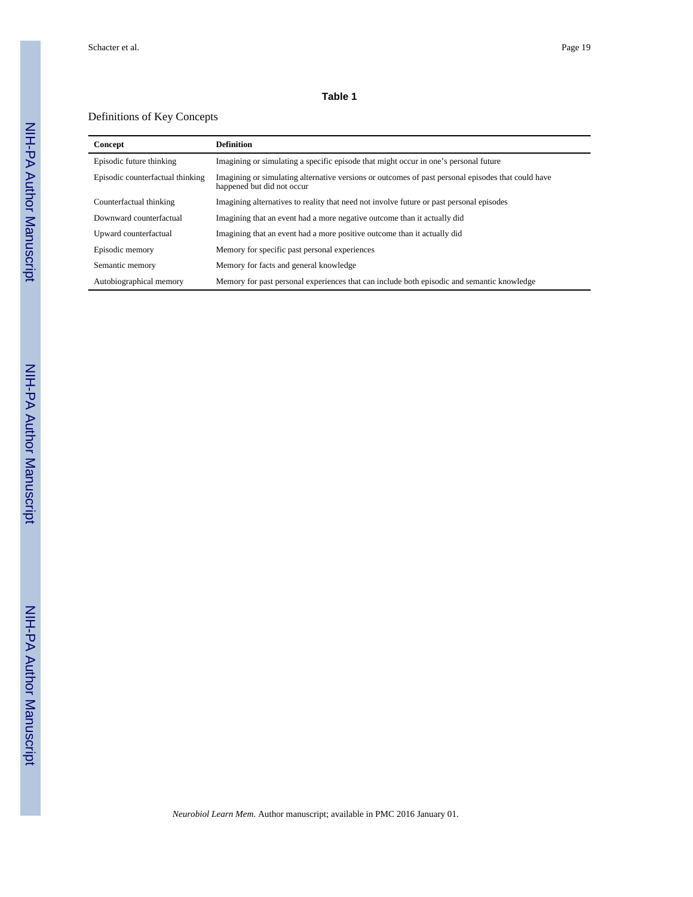## Table 1

Definitions of Key Concepts

| Concept | Definition |
| --- | --- |
| Episodic future thinking | Imagining or simulating a specific episode that might occur in one's personal future |
| Episodic counterfactual thinking | Imagining or simulating alternative versions or outcomes of past personal episodes that could have happened but did not occur |
| Counterfactual thinking | Imagining alternatives to reality that need not involve future or past personal episodes |
| Downward counterfactual | Imagining that an event had a more negative outcome than it actually did |
| Upward counterfactual | Imagining that an event had a more positive outcome than it actually did |
| Episodic memory | Memory for specific past personal experiences |
| Semantic memory | Memory for facts and general knowledge |
| Autobiographical memory | Memory for past personal experiences that can include both episodic and semantic knowledge |